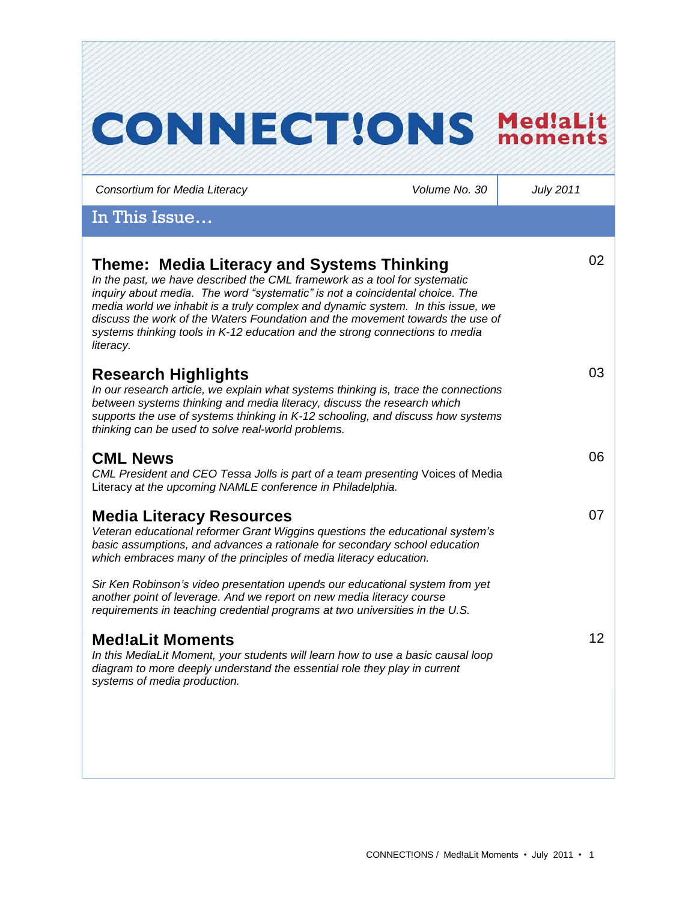# CONNECT!ONS Med!aLit moments

*Consortium for Media Literacy* | *Volume No. 30* | *July 2011*

## In This Issue…

### Theme: Media Literacy and Systems Thinking — 02

*In the past, we have described the CML framework as a tool for systematic inquiry about media. The word "systematic" is not a coincidental choice. The media world we inhabit is a truly complex and dynamic system. In this issue, we discuss the work of the Waters Foundation and the movement towards the use of systems thinking tools in K-12 education and the strong connections to media literacy.*

### Research Highlights — 03

*In our research article, we explain what systems thinking is, trace the connections between systems thinking and media literacy, discuss the research which supports the use of systems thinking in K-12 schooling, and discuss how systems thinking can be used to solve real-world problems.*

### CML News — 06

*CML President and CEO Tessa Jolls is part of a team presenting* Voices of Media Literacy *at the upcoming NAMLE conference in Philadelphia.*

### Media Literacy Resources — 07

*Veteran educational reformer Grant Wiggins questions the educational system's basic assumptions, and advances a rationale for secondary school education which embraces many of the principles of media literacy education.*

*Sir Ken Robinson's video presentation upends our educational system from yet another point of leverage. And we report on new media literacy course requirements in teaching credential programs at two universities in the U.S.*

### Med!aLit Moments — 12

*In this MediaLit Moment, your students will learn how to use a basic causal loop diagram to more deeply understand the essential role they play in current systems of media production.*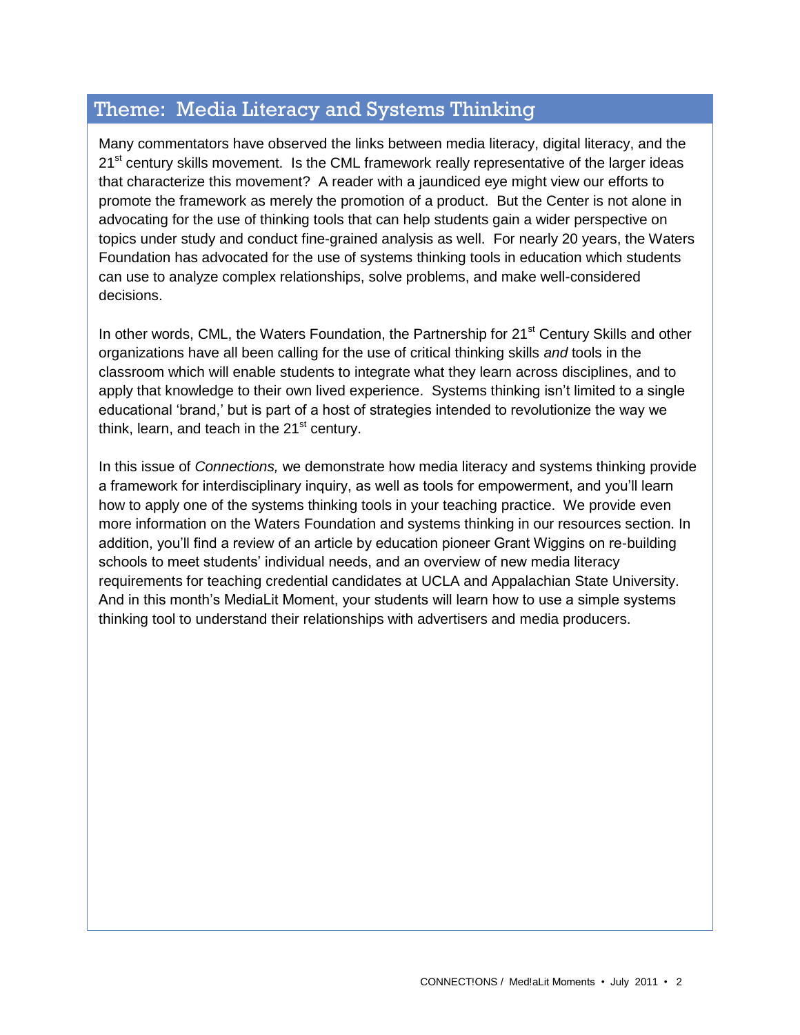## Theme: Media Literacy and Systems Thinking

Many commentators have observed the links between media literacy, digital literacy, and the 21st century skills movement. Is the CML framework really representative of the larger ideas that characterize this movement? A reader with a jaundiced eye might view our efforts to promote the framework as merely the promotion of a product. But the Center is not alone in advocating for the use of thinking tools that can help students gain a wider perspective on topics under study and conduct fine-grained analysis as well. For nearly 20 years, the Waters Foundation has advocated for the use of systems thinking tools in education which students can use to analyze complex relationships, solve problems, and make well-considered decisions.

In other words, CML, the Waters Foundation, the Partnership for 21st Century Skills and other organizations have all been calling for the use of critical thinking skills *and* tools in the classroom which will enable students to integrate what they learn across disciplines, and to apply that knowledge to their own lived experience. Systems thinking isn't limited to a single educational 'brand,' but is part of a host of strategies intended to revolutionize the way we think, learn, and teach in the 21st century.

In this issue of *Connections,* we demonstrate how media literacy and systems thinking provide a framework for interdisciplinary inquiry, as well as tools for empowerment, and you'll learn how to apply one of the systems thinking tools in your teaching practice. We provide even more information on the Waters Foundation and systems thinking in our resources section. In addition, you'll find a review of an article by education pioneer Grant Wiggins on re-building schools to meet students' individual needs, and an overview of new media literacy requirements for teaching credential candidates at UCLA and Appalachian State University. And in this month's MediaLit Moment, your students will learn how to use a simple systems thinking tool to understand their relationships with advertisers and media producers.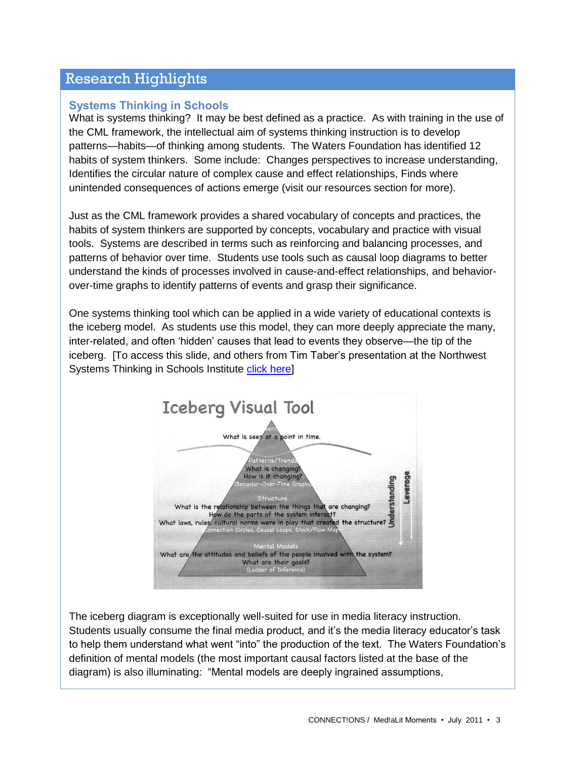## Research Highlights

### Systems Thinking in Schools

What is systems thinking? It may be best defined as a practice. As with training in the use of the CML framework, the intellectual aim of systems thinking instruction is to develop patterns—habits—of thinking among students. The Waters Foundation has identified 12 habits of system thinkers. Some include: Changes perspectives to increase understanding, Identifies the circular nature of complex cause and effect relationships, Finds where unintended consequences of actions emerge (visit our resources section for more).

Just as the CML framework provides a shared vocabulary of concepts and practices, the habits of system thinkers are supported by concepts, vocabulary and practice with visual tools. Systems are described in terms such as reinforcing and balancing processes, and patterns of behavior over time. Students use tools such as causal loop diagrams to better understand the kinds of processes involved in cause-and-effect relationships, and behavior-over-time graphs to identify patterns of events and grasp their significance.

One systems thinking tool which can be applied in a wide variety of educational contexts is the iceberg model. As students use this model, they can more deeply appreciate the many, inter-related, and often 'hidden' causes that lead to events they observe—the tip of the iceberg. [To access this slide, and others from Tim Taber's presentation at the Northwest Systems Thinking in Schools Institute [click here](#)]

**Iceberg Visual Tool**

- **Event** – What is seen at a point in time.
- **Patterns/Trends** – What is changing? How is it changing? (Behavior-Over-Time Graphs)
- **Structure** – What is the relationship between the things that are changing? How do the parts of the system interact? What laws, rules, cultural norms were in play that created the structure? (Connection Circles, Causal Loops, Stock/Flow Maps)
- **Mental Models** – What are the attitudes and beliefs of the people involved with the system? What are their goals? (Ladder of Inference)

Understanding ↓ Leverage ↓

The iceberg diagram is exceptionally well-suited for use in media literacy instruction. Students usually consume the final media product, and it's the media literacy educator's task to help them understand what went "into" the production of the text. The Waters Foundation's definition of mental models (the most important causal factors listed at the base of the diagram) is also illuminating: "Mental models are deeply ingrained assumptions,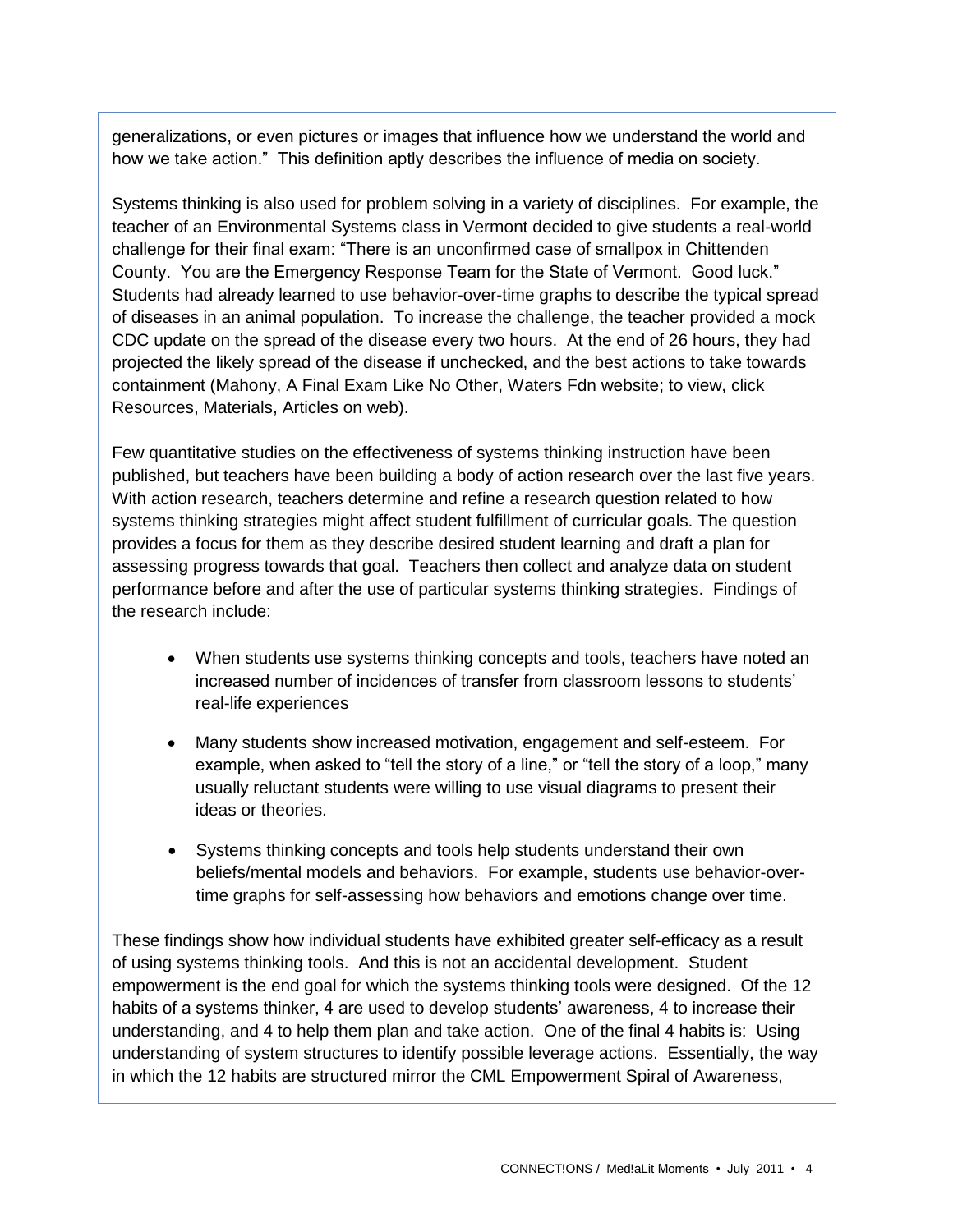generalizations, or even pictures or images that influence how we understand the world and how we take action." This definition aptly describes the influence of media on society.

Systems thinking is also used for problem solving in a variety of disciplines. For example, the teacher of an Environmental Systems class in Vermont decided to give students a real-world challenge for their final exam: "There is an unconfirmed case of smallpox in Chittenden County. You are the Emergency Response Team for the State of Vermont. Good luck." Students had already learned to use behavior-over-time graphs to describe the typical spread of diseases in an animal population. To increase the challenge, the teacher provided a mock CDC update on the spread of the disease every two hours. At the end of 26 hours, they had projected the likely spread of the disease if unchecked, and the best actions to take towards containment (Mahony, A Final Exam Like No Other, Waters Fdn website; to view, click Resources, Materials, Articles on web).

Few quantitative studies on the effectiveness of systems thinking instruction have been published, but teachers have been building a body of action research over the last five years. With action research, teachers determine and refine a research question related to how systems thinking strategies might affect student fulfillment of curricular goals. The question provides a focus for them as they describe desired student learning and draft a plan for assessing progress towards that goal. Teachers then collect and analyze data on student performance before and after the use of particular systems thinking strategies. Findings of the research include:

- When students use systems thinking concepts and tools, teachers have noted an increased number of incidences of transfer from classroom lessons to students' real-life experiences
- Many students show increased motivation, engagement and self-esteem. For example, when asked to "tell the story of a line," or "tell the story of a loop," many usually reluctant students were willing to use visual diagrams to present their ideas or theories.
- Systems thinking concepts and tools help students understand their own beliefs/mental models and behaviors. For example, students use behavior-over-time graphs for self-assessing how behaviors and emotions change over time.

These findings show how individual students have exhibited greater self-efficacy as a result of using systems thinking tools. And this is not an accidental development. Student empowerment is the end goal for which the systems thinking tools were designed. Of the 12 habits of a systems thinker, 4 are used to develop students' awareness, 4 to increase their understanding, and 4 to help them plan and take action. One of the final 4 habits is: Using understanding of system structures to identify possible leverage actions. Essentially, the way in which the 12 habits are structured mirror the CML Empowerment Spiral of Awareness,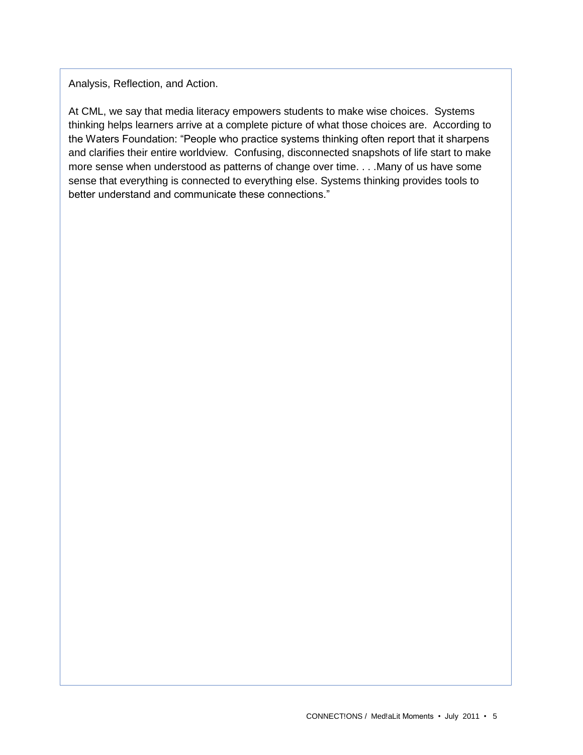Analysis, Reflection, and Action.

At CML, we say that media literacy empowers students to make wise choices. Systems thinking helps learners arrive at a complete picture of what those choices are. According to the Waters Foundation: "People who practice systems thinking often report that it sharpens and clarifies their entire worldview. Confusing, disconnected snapshots of life start to make more sense when understood as patterns of change over time. . . .Many of us have some sense that everything is connected to everything else. Systems thinking provides tools to better understand and communicate these connections."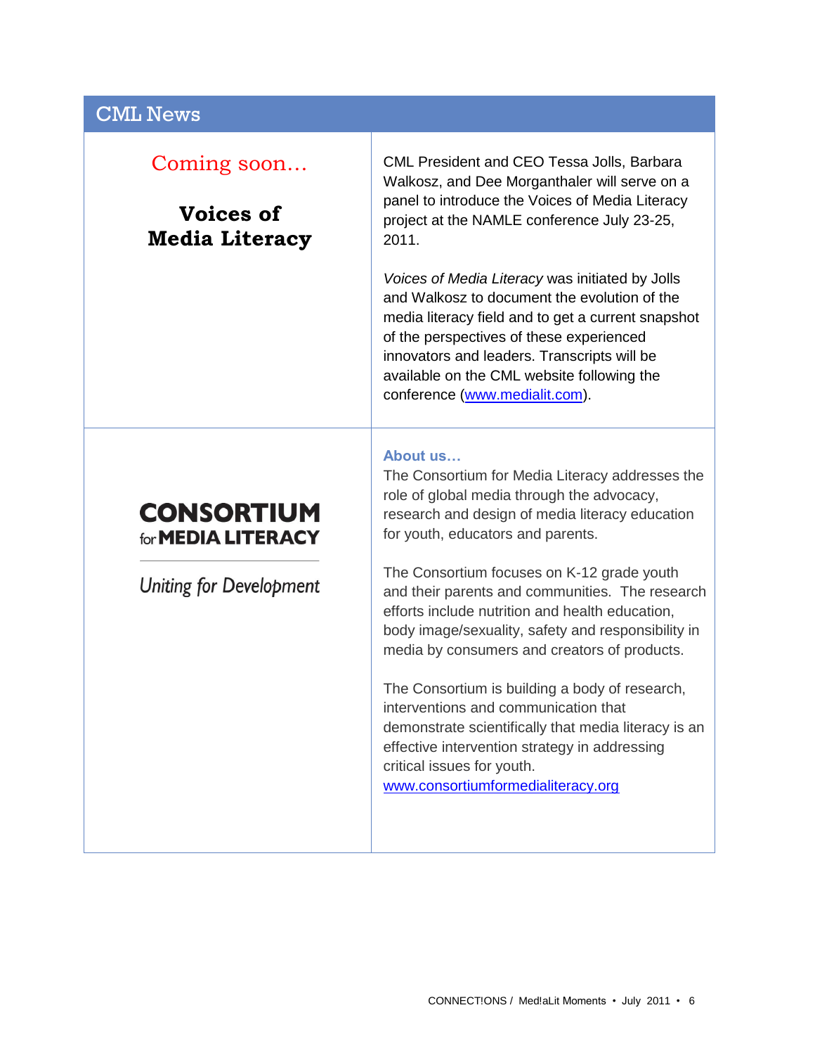## CML News

Coming soon…

**Voices of Media Literacy**

CML President and CEO Tessa Jolls, Barbara Walkosz, and Dee Morganthaler will serve on a panel to introduce the Voices of Media Literacy project at the NAMLE conference July 23-25, 2011.

*Voices of Media Literacy* was initiated by Jolls and Walkosz to document the evolution of the media literacy field and to get a current snapshot of the perspectives of these experienced innovators and leaders. Transcripts will be available on the CML website following the conference (www.medialit.com).

**CONSORTIUM for MEDIA LITERACY**

*Uniting for Development*

### About us…

The Consortium for Media Literacy addresses the role of global media through the advocacy, research and design of media literacy education for youth, educators and parents.

The Consortium focuses on K-12 grade youth and their parents and communities. The research efforts include nutrition and health education, body image/sexuality, safety and responsibility in media by consumers and creators of products.

The Consortium is building a body of research, interventions and communication that demonstrate scientifically that media literacy is an effective intervention strategy in addressing critical issues for youth.
www.consortiumformedialiteracy.org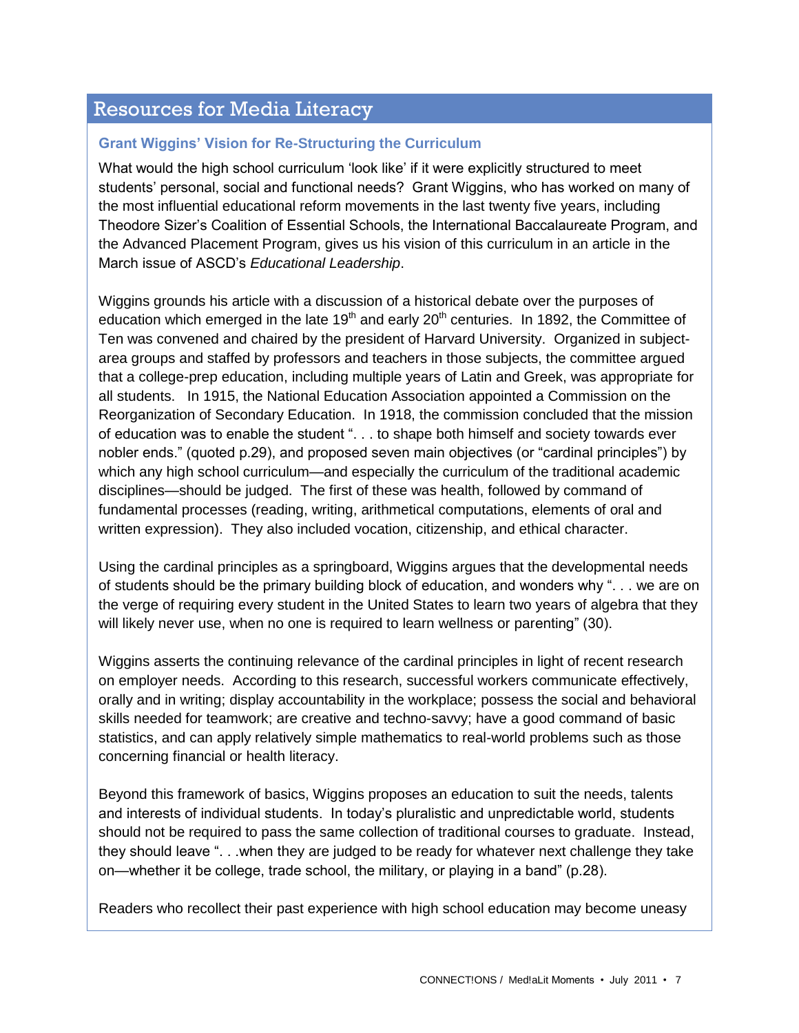## Resources for Media Literacy

### Grant Wiggins' Vision for Re-Structuring the Curriculum

What would the high school curriculum 'look like' if it were explicitly structured to meet students' personal, social and functional needs? Grant Wiggins, who has worked on many of the most influential educational reform movements in the last twenty five years, including Theodore Sizer's Coalition of Essential Schools, the International Baccalaureate Program, and the Advanced Placement Program, gives us his vision of this curriculum in an article in the March issue of ASCD's *Educational Leadership*.

Wiggins grounds his article with a discussion of a historical debate over the purposes of education which emerged in the late 19th and early 20th centuries. In 1892, the Committee of Ten was convened and chaired by the president of Harvard University. Organized in subject-area groups and staffed by professors and teachers in those subjects, the committee argued that a college-prep education, including multiple years of Latin and Greek, was appropriate for all students. In 1915, the National Education Association appointed a Commission on the Reorganization of Secondary Education. In 1918, the commission concluded that the mission of education was to enable the student ". . . to shape both himself and society towards ever nobler ends." (quoted p.29), and proposed seven main objectives (or "cardinal principles") by which any high school curriculum—and especially the curriculum of the traditional academic disciplines—should be judged. The first of these was health, followed by command of fundamental processes (reading, writing, arithmetical computations, elements of oral and written expression). They also included vocation, citizenship, and ethical character.

Using the cardinal principles as a springboard, Wiggins argues that the developmental needs of students should be the primary building block of education, and wonders why ". . . we are on the verge of requiring every student in the United States to learn two years of algebra that they will likely never use, when no one is required to learn wellness or parenting" (30).

Wiggins asserts the continuing relevance of the cardinal principles in light of recent research on employer needs. According to this research, successful workers communicate effectively, orally and in writing; display accountability in the workplace; possess the social and behavioral skills needed for teamwork; are creative and techno-savvy; have a good command of basic statistics, and can apply relatively simple mathematics to real-world problems such as those concerning financial or health literacy.

Beyond this framework of basics, Wiggins proposes an education to suit the needs, talents and interests of individual students. In today's pluralistic and unpredictable world, students should not be required to pass the same collection of traditional courses to graduate. Instead, they should leave ". . .when they are judged to be ready for whatever next challenge they take on—whether it be college, trade school, the military, or playing in a band" (p.28).

Readers who recollect their past experience with high school education may become uneasy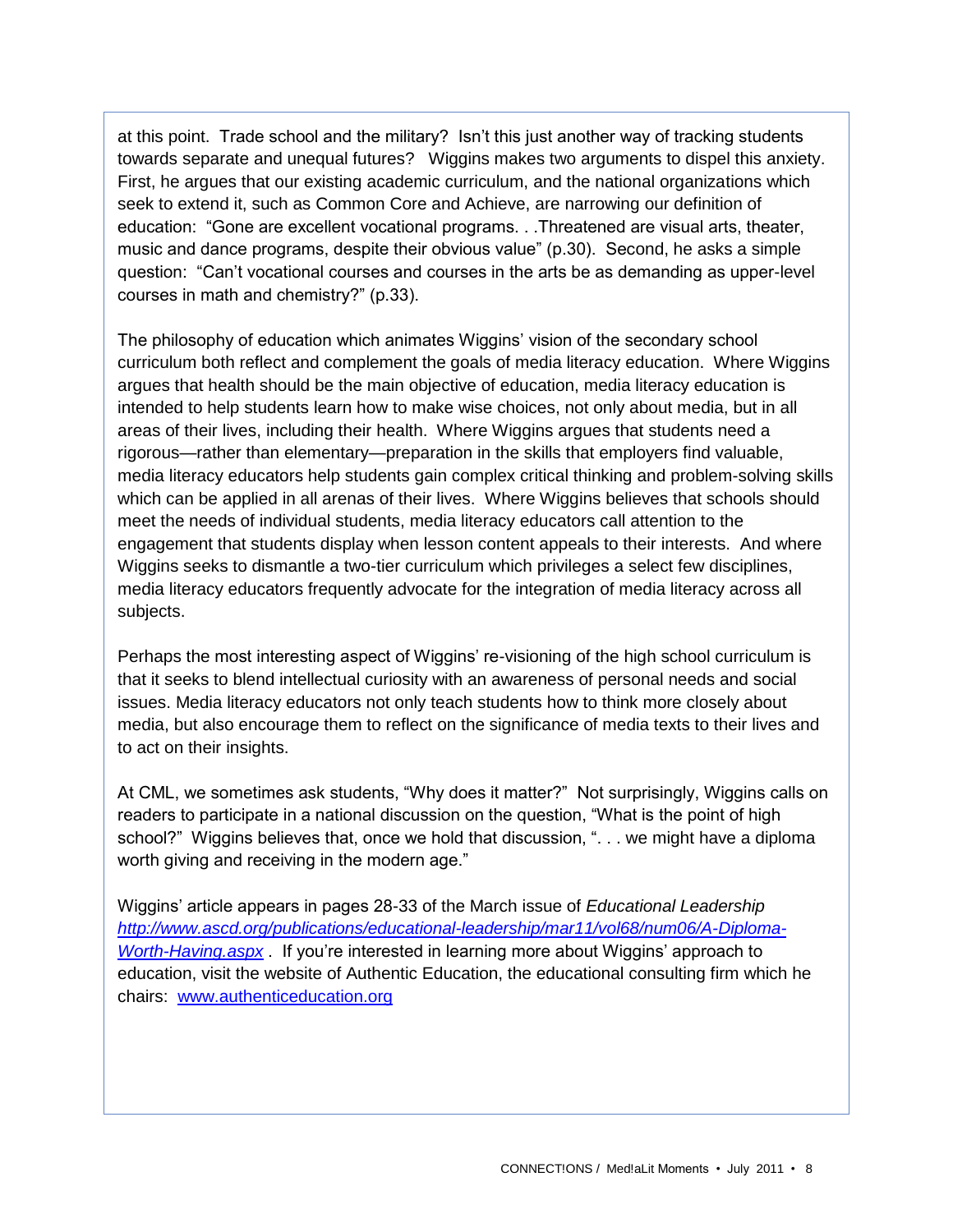at this point. Trade school and the military? Isn't this just another way of tracking students towards separate and unequal futures? Wiggins makes two arguments to dispel this anxiety. First, he argues that our existing academic curriculum, and the national organizations which seek to extend it, such as Common Core and Achieve, are narrowing our definition of education: "Gone are excellent vocational programs. . .Threatened are visual arts, theater, music and dance programs, despite their obvious value" (p.30). Second, he asks a simple question: "Can't vocational courses and courses in the arts be as demanding as upper-level courses in math and chemistry?" (p.33).

The philosophy of education which animates Wiggins' vision of the secondary school curriculum both reflect and complement the goals of media literacy education. Where Wiggins argues that health should be the main objective of education, media literacy education is intended to help students learn how to make wise choices, not only about media, but in all areas of their lives, including their health. Where Wiggins argues that students need a rigorous—rather than elementary—preparation in the skills that employers find valuable, media literacy educators help students gain complex critical thinking and problem-solving skills which can be applied in all arenas of their lives. Where Wiggins believes that schools should meet the needs of individual students, media literacy educators call attention to the engagement that students display when lesson content appeals to their interests. And where Wiggins seeks to dismantle a two-tier curriculum which privileges a select few disciplines, media literacy educators frequently advocate for the integration of media literacy across all subjects.

Perhaps the most interesting aspect of Wiggins' re-visioning of the high school curriculum is that it seeks to blend intellectual curiosity with an awareness of personal needs and social issues. Media literacy educators not only teach students how to think more closely about media, but also encourage them to reflect on the significance of media texts to their lives and to act on their insights.

At CML, we sometimes ask students, "Why does it matter?" Not surprisingly, Wiggins calls on readers to participate in a national discussion on the question, "What is the point of high school?" Wiggins believes that, once we hold that discussion, ". . . we might have a diploma worth giving and receiving in the modern age."

Wiggins' article appears in pages 28-33 of the March issue of *Educational Leadership* [http://www.ascd.org/publications/educational-leadership/mar11/vol68/num06/A-Diploma-Worth-Having.aspx](http://www.ascd.org/publications/educational-leadership/mar11/vol68/num06/A-Diploma-Worth-Having.aspx) . If you're interested in learning more about Wiggins' approach to education, visit the website of Authentic Education, the educational consulting firm which he chairs: [www.authenticeducation.org](http://www.authenticeducation.org)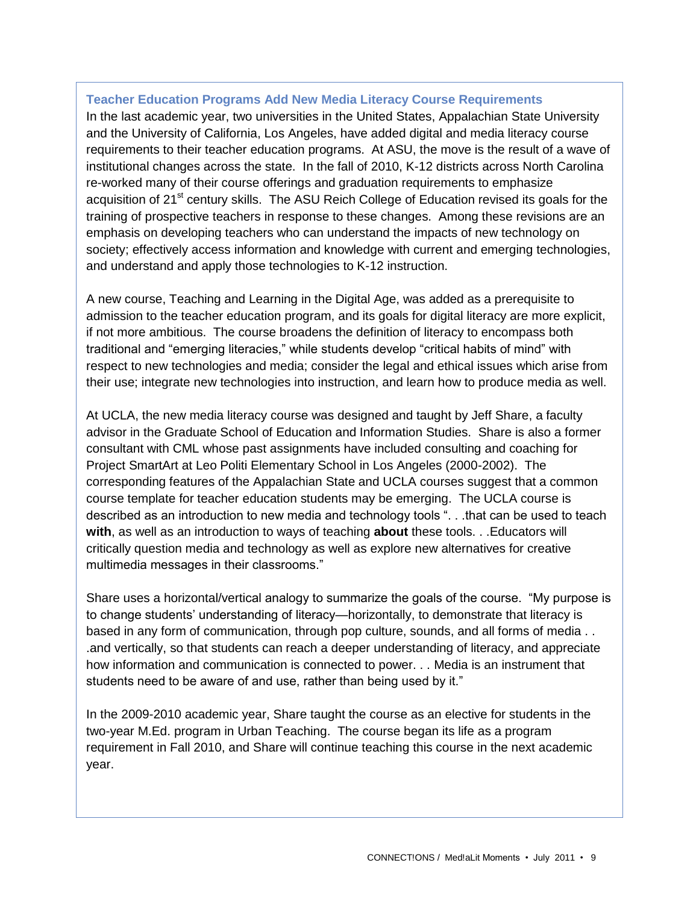### Teacher Education Programs Add New Media Literacy Course Requirements

In the last academic year, two universities in the United States, Appalachian State University and the University of California, Los Angeles, have added digital and media literacy course requirements to their teacher education programs. At ASU, the move is the result of a wave of institutional changes across the state. In the fall of 2010, K-12 districts across North Carolina re-worked many of their course offerings and graduation requirements to emphasize acquisition of 21st century skills. The ASU Reich College of Education revised its goals for the training of prospective teachers in response to these changes. Among these revisions are an emphasis on developing teachers who can understand the impacts of new technology on society; effectively access information and knowledge with current and emerging technologies, and understand and apply those technologies to K-12 instruction.

A new course, Teaching and Learning in the Digital Age, was added as a prerequisite to admission to the teacher education program, and its goals for digital literacy are more explicit, if not more ambitious. The course broadens the definition of literacy to encompass both traditional and "emerging literacies," while students develop "critical habits of mind" with respect to new technologies and media; consider the legal and ethical issues which arise from their use; integrate new technologies into instruction, and learn how to produce media as well.

At UCLA, the new media literacy course was designed and taught by Jeff Share, a faculty advisor in the Graduate School of Education and Information Studies. Share is also a former consultant with CML whose past assignments have included consulting and coaching for Project SmartArt at Leo Politi Elementary School in Los Angeles (2000-2002). The corresponding features of the Appalachian State and UCLA courses suggest that a common course template for teacher education students may be emerging. The UCLA course is described as an introduction to new media and technology tools ". . .that can be used to teach **with**, as well as an introduction to ways of teaching **about** these tools. . .Educators will critically question media and technology as well as explore new alternatives for creative multimedia messages in their classrooms."

Share uses a horizontal/vertical analogy to summarize the goals of the course. "My purpose is to change students' understanding of literacy—horizontally, to demonstrate that literacy is based in any form of communication, through pop culture, sounds, and all forms of media . . .and vertically, so that students can reach a deeper understanding of literacy, and appreciate how information and communication is connected to power. . . Media is an instrument that students need to be aware of and use, rather than being used by it."

In the 2009-2010 academic year, Share taught the course as an elective for students in the two-year M.Ed. program in Urban Teaching. The course began its life as a program requirement in Fall 2010, and Share will continue teaching this course in the next academic year.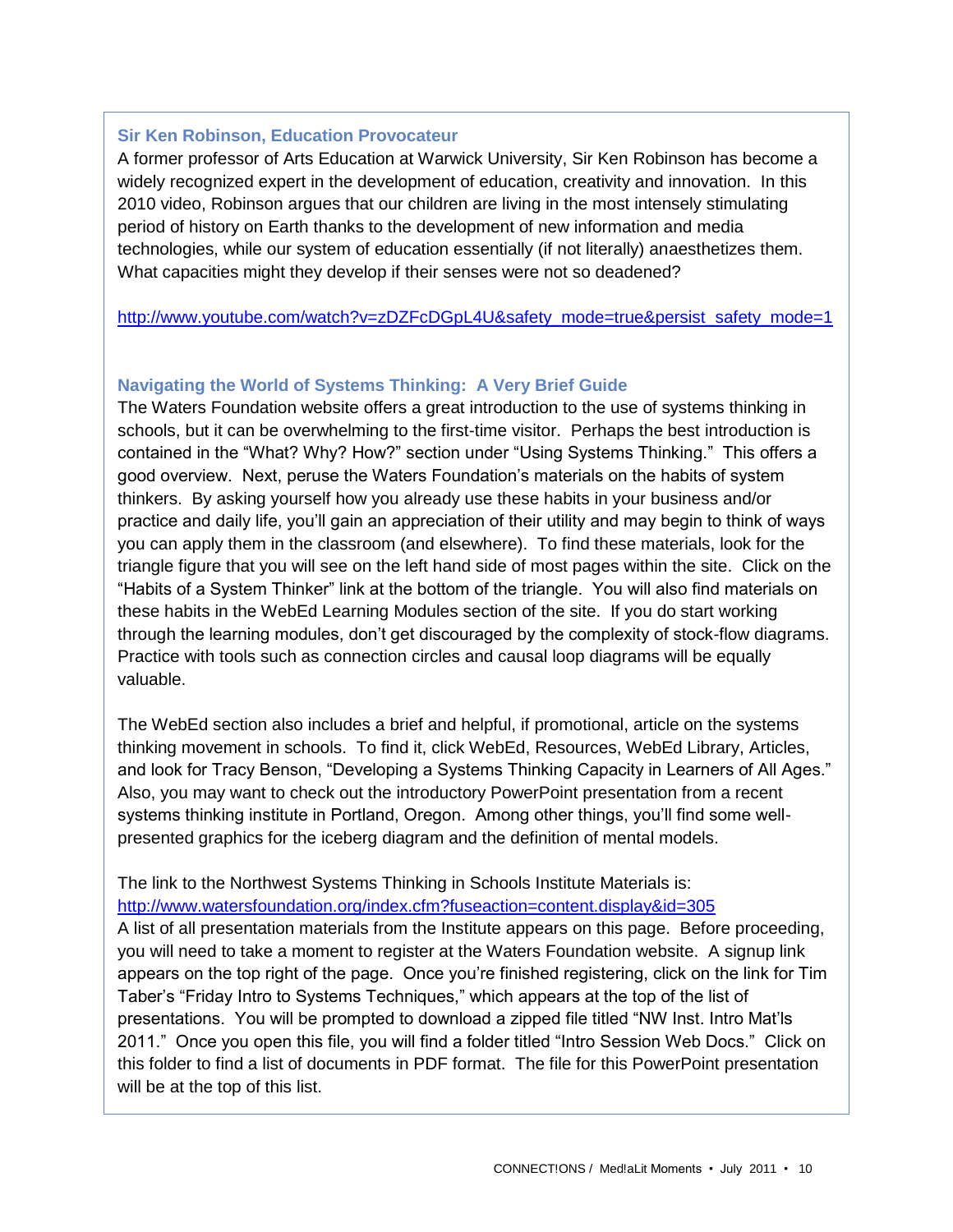### Sir Ken Robinson, Education Provocateur

A former professor of Arts Education at Warwick University, Sir Ken Robinson has become a widely recognized expert in the development of education, creativity and innovation. In this 2010 video, Robinson argues that our children are living in the most intensely stimulating period of history on Earth thanks to the development of new information and media technologies, while our system of education essentially (if not literally) anaesthetizes them. What capacities might they develop if their senses were not so deadened?

http://www.youtube.com/watch?v=zDZFcDGpL4U&safety_mode=true&persist_safety_mode=1

### Navigating the World of Systems Thinking: A Very Brief Guide

The Waters Foundation website offers a great introduction to the use of systems thinking in schools, but it can be overwhelming to the first-time visitor. Perhaps the best introduction is contained in the "What? Why? How?" section under "Using Systems Thinking." This offers a good overview. Next, peruse the Waters Foundation's materials on the habits of system thinkers. By asking yourself how you already use these habits in your business and/or practice and daily life, you'll gain an appreciation of their utility and may begin to think of ways you can apply them in the classroom (and elsewhere). To find these materials, look for the triangle figure that you will see on the left hand side of most pages within the site. Click on the "Habits of a System Thinker" link at the bottom of the triangle. You will also find materials on these habits in the WebEd Learning Modules section of the site. If you do start working through the learning modules, don't get discouraged by the complexity of stock-flow diagrams. Practice with tools such as connection circles and causal loop diagrams will be equally valuable.

The WebEd section also includes a brief and helpful, if promotional, article on the systems thinking movement in schools. To find it, click WebEd, Resources, WebEd Library, Articles, and look for Tracy Benson, "Developing a Systems Thinking Capacity in Learners of All Ages." Also, you may want to check out the introductory PowerPoint presentation from a recent systems thinking institute in Portland, Oregon. Among other things, you'll find some well-presented graphics for the iceberg diagram and the definition of mental models.

The link to the Northwest Systems Thinking in Schools Institute Materials is:
http://www.watersfoundation.org/index.cfm?fuseaction=content.display&id=305
A list of all presentation materials from the Institute appears on this page. Before proceeding, you will need to take a moment to register at the Waters Foundation website. A signup link appears on the top right of the page. Once you're finished registering, click on the link for Tim Taber's "Friday Intro to Systems Techniques," which appears at the top of the list of presentations. You will be prompted to download a zipped file titled "NW Inst. Intro Mat'ls 2011." Once you open this file, you will find a folder titled "Intro Session Web Docs." Click on this folder to find a list of documents in PDF format. The file for this PowerPoint presentation will be at the top of this list.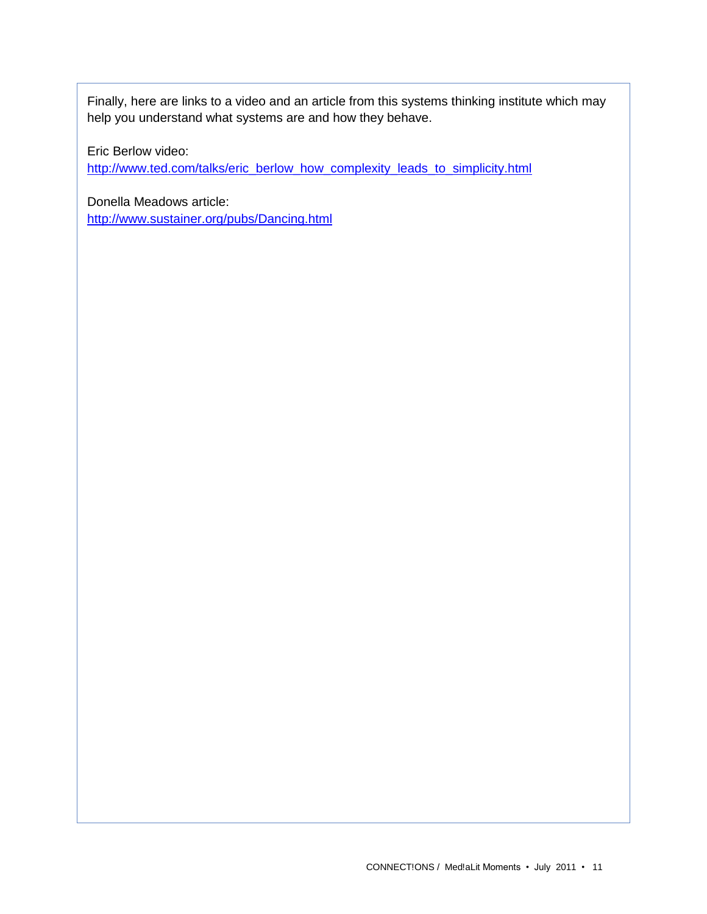Finally, here are links to a video and an article from this systems thinking institute which may help you understand what systems are and how they behave.

Eric Berlow video:
[http://www.ted.com/talks/eric_berlow_how_complexity_leads_to_simplicity.html](http://www.ted.com/talks/eric_berlow_how_complexity_leads_to_simplicity.html)

Donella Meadows article:
[http://www.sustainer.org/pubs/Dancing.html](http://www.sustainer.org/pubs/Dancing.html)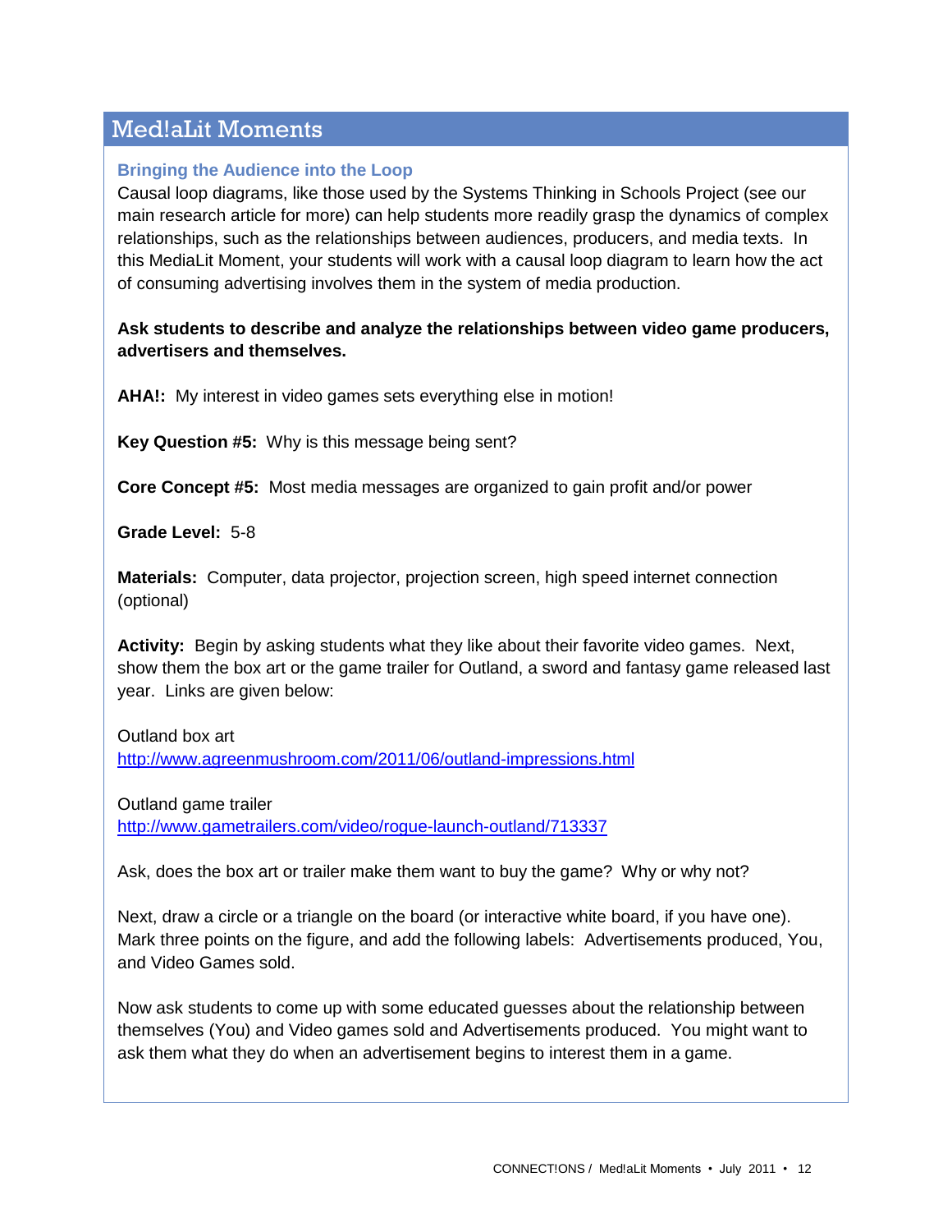## Med!aLit Moments

### Bringing the Audience into the Loop

Causal loop diagrams, like those used by the Systems Thinking in Schools Project (see our main research article for more) can help students more readily grasp the dynamics of complex relationships, such as the relationships between audiences, producers, and media texts. In this MediaLit Moment, your students will work with a causal loop diagram to learn how the act of consuming advertising involves them in the system of media production.

**Ask students to describe and analyze the relationships between video game producers, advertisers and themselves.**

**AHA!:** My interest in video games sets everything else in motion!

**Key Question #5:** Why is this message being sent?

**Core Concept #5:** Most media messages are organized to gain profit and/or power

**Grade Level:** 5-8

**Materials:** Computer, data projector, projection screen, high speed internet connection (optional)

**Activity:** Begin by asking students what they like about their favorite video games. Next, show them the box art or the game trailer for Outland, a sword and fantasy game released last year. Links are given below:

Outland box art
http://www.agreenmushroom.com/2011/06/outland-impressions.html

Outland game trailer
http://www.gametrailers.com/video/rogue-launch-outland/713337

Ask, does the box art or trailer make them want to buy the game? Why or why not?

Next, draw a circle or a triangle on the board (or interactive white board, if you have one). Mark three points on the figure, and add the following labels: Advertisements produced, You, and Video Games sold.

Now ask students to come up with some educated guesses about the relationship between themselves (You) and Video games sold and Advertisements produced. You might want to ask them what they do when an advertisement begins to interest them in a game.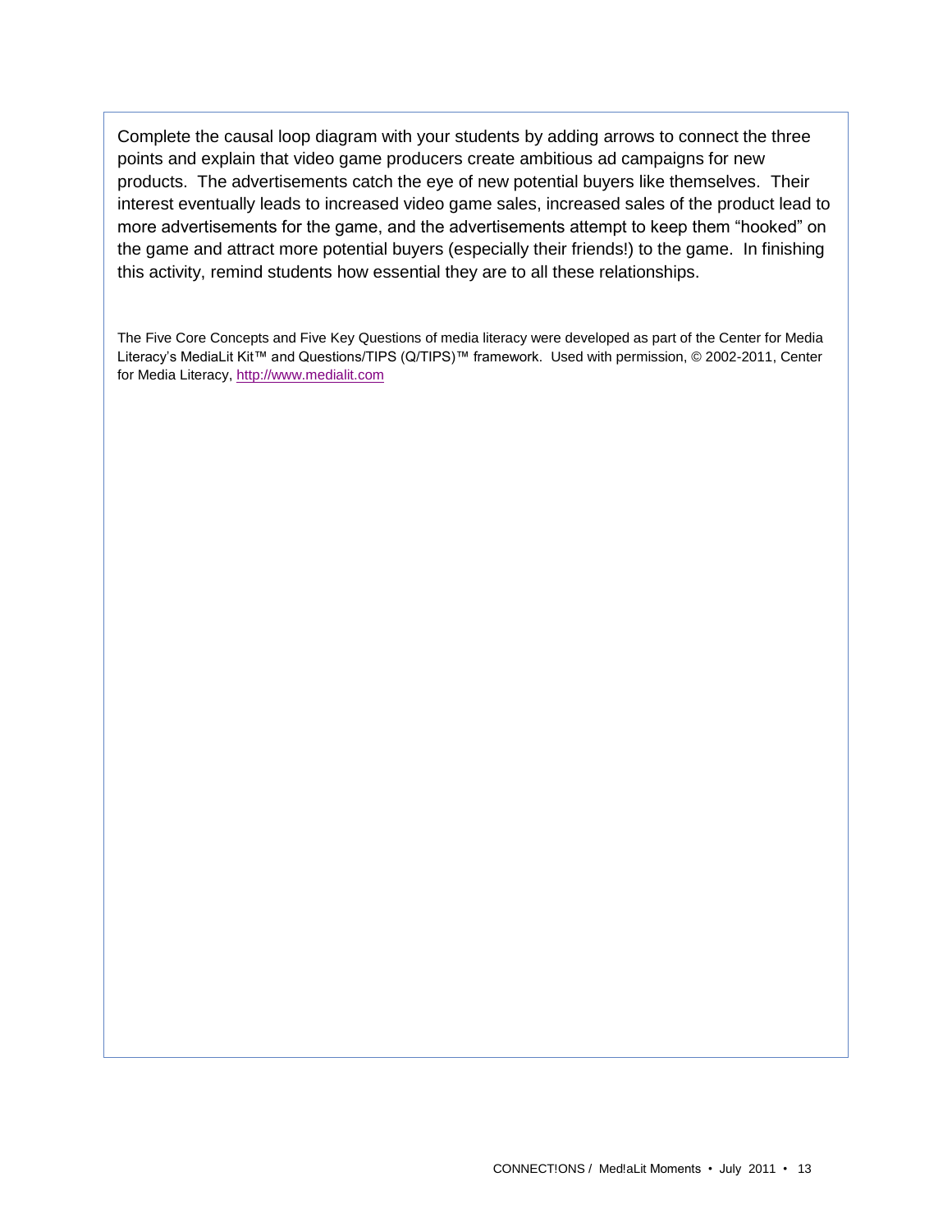Complete the causal loop diagram with your students by adding arrows to connect the three points and explain that video game producers create ambitious ad campaigns for new products. The advertisements catch the eye of new potential buyers like themselves. Their interest eventually leads to increased video game sales, increased sales of the product lead to more advertisements for the game, and the advertisements attempt to keep them "hooked" on the game and attract more potential buyers (especially their friends!) to the game. In finishing this activity, remind students how essential they are to all these relationships.

The Five Core Concepts and Five Key Questions of media literacy were developed as part of the Center for Media Literacy's MediaLit Kit™ and Questions/TIPS (Q/TIPS)™ framework. Used with permission, © 2002-2011, Center for Media Literacy, http://www.medialit.com